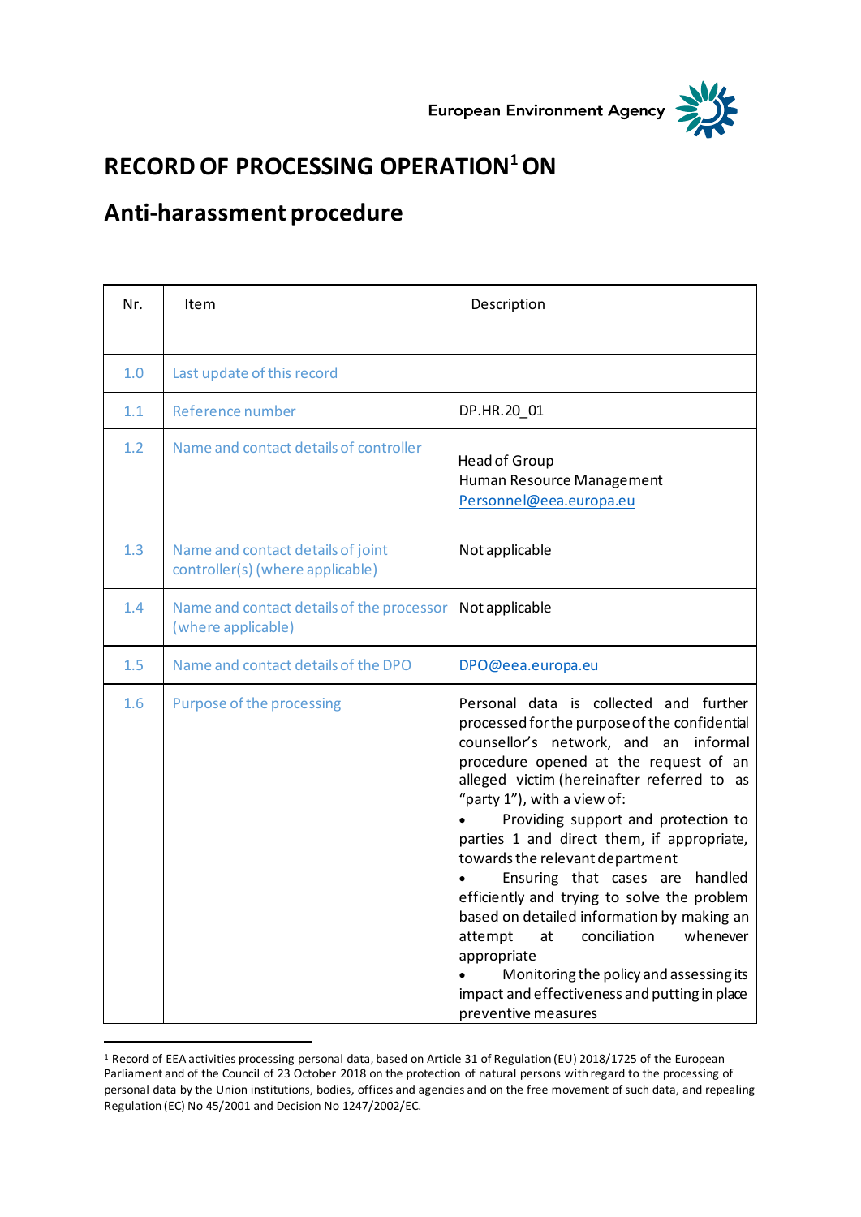European Environment Agency

# RECORD OF PROCESSING OPERATION[1] ON

# Anti-harassment procedure

| Nr. | Item | Description |
|---|---|---|
| 1.0 | Last update of this record | |
| 1.1 | Reference number | DP.HR.20_01 |
| 1.2 | Name and contact details of controller | Head of Group<br>Human Resource Management<br>Personnel@eea.europa.eu |
| 1.3 | Name and contact details of joint controller(s) (where applicable) | Not applicable |
| 1.4 | Name and contact details of the processor (where applicable) | Not applicable |
| 1.5 | Name and contact details of the DPO | DPO@eea.europa.eu |
| 1.6 | Purpose of the processing | Personal data is collected and further processed for the purpose of the confidential counsellor's network, and an informal procedure opened at the request of an alleged victim (hereinafter referred to as "party 1"), with a view of:<br>• Providing support and protection to parties 1 and direct them, if appropriate, towards the relevant department<br>• Ensuring that cases are handled efficiently and trying to solve the problem based on detailed information by making an attempt at conciliation whenever appropriate<br>• Monitoring the policy and assessing its impact and effectiveness and putting in place preventive measures |

[1] Record of EEA activities processing personal data, based on Article 31 of Regulation (EU) 2018/1725 of the European Parliament and of the Council of 23 October 2018 on the protection of natural persons with regard to the processing of personal data by the Union institutions, bodies, offices and agencies and on the free movement of such data, and repealing Regulation (EC) No 45/2001 and Decision No 1247/2002/EC.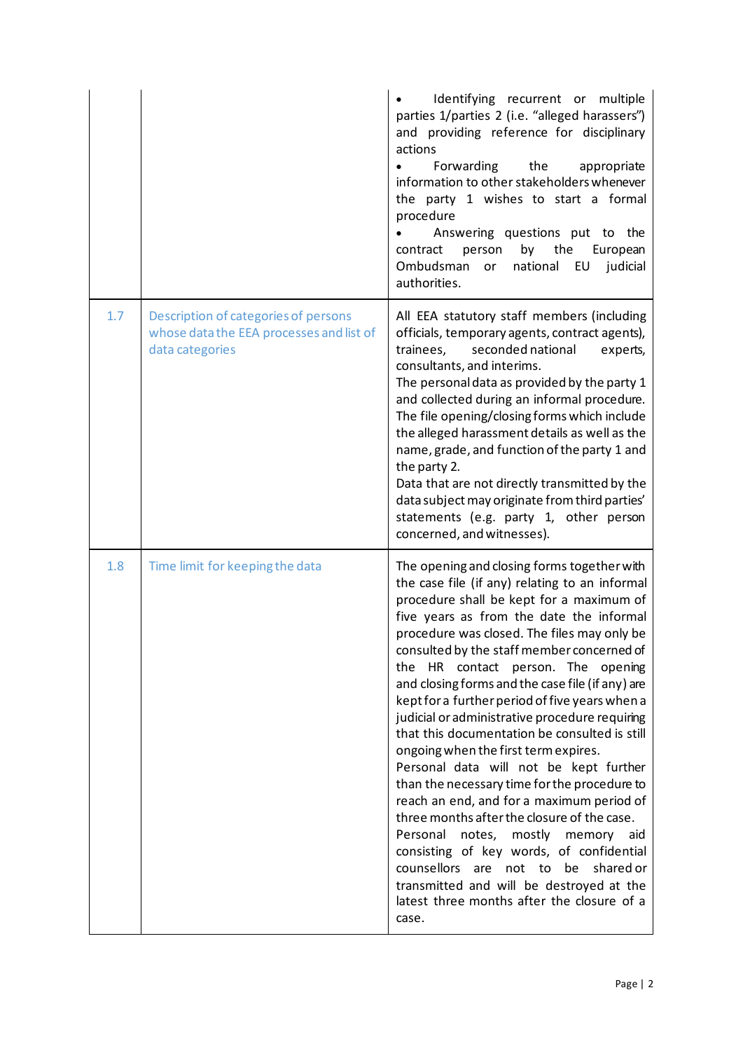| | | |
|---|---|---|
| | | • Identifying recurrent or multiple parties 1/parties 2 (i.e. "alleged harassers") and providing reference for disciplinary actions<br>• Forwarding the appropriate information to other stakeholders whenever the party 1 wishes to start a formal procedure<br>• Answering questions put to the contract person by the European Ombudsman or national EU judicial authorities. |
| 1.7 | Description of categories of persons whose data the EEA processes and list of data categories | All EEA statutory staff members (including officials, temporary agents, contract agents), trainees, seconded national experts, consultants, and interims.<br>The personal data as provided by the party 1 and collected during an informal procedure. The file opening/closing forms which include the alleged harassment details as well as the name, grade, and function of the party 1 and the party 2.<br>Data that are not directly transmitted by the data subject may originate from third parties' statements (e.g. party 1, other person concerned, and witnesses). |
| 1.8 | Time limit for keeping the data | The opening and closing forms together with the case file (if any) relating to an informal procedure shall be kept for a maximum of five years as from the date the informal procedure was closed. The files may only be consulted by the staff member concerned of the HR contact person. The opening and closing forms and the case file (if any) are kept for a further period of five years when a judicial or administrative procedure requiring that this documentation be consulted is still ongoing when the first term expires.<br>Personal data will not be kept further than the necessary time for the procedure to reach an end, and for a maximum period of three months after the closure of the case.<br>Personal notes, mostly memory aid consisting of key words, of confidential counsellors are not to be shared or transmitted and will be destroyed at the latest three months after the closure of a case. |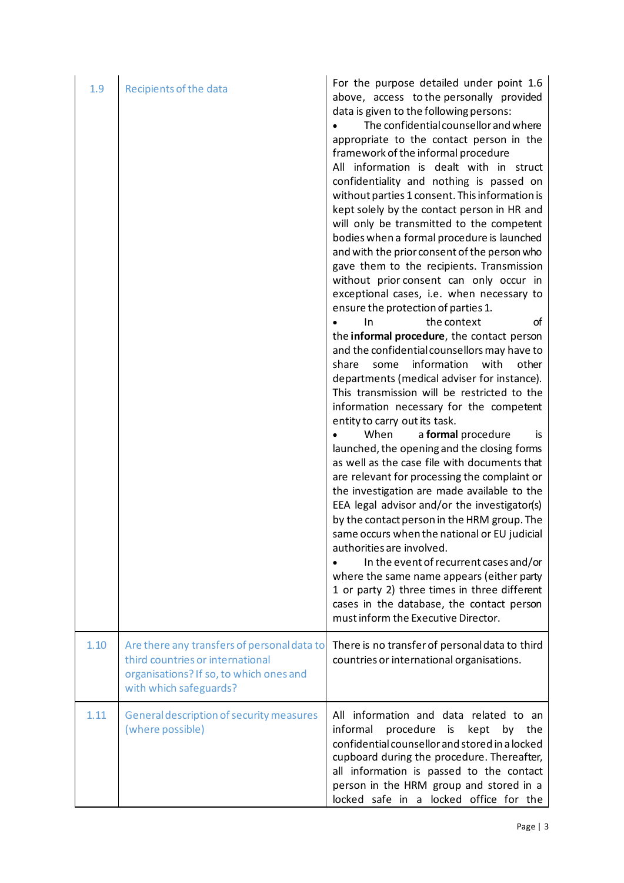| | | |
|---|---|---|
| 1.9 | Recipients of the data | For the purpose detailed under point 1.6 above, access to the personally provided data is given to the following persons:<br>• The confidential counsellor and where appropriate to the contact person in the framework of the informal procedure<br>All information is dealt with in struct confidentiality and nothing is passed on without parties 1 consent. This information is kept solely by the contact person in HR and will only be transmitted to the competent bodies when a formal procedure is launched and with the prior consent of the person who gave them to the recipients. Transmission without prior consent can only occur in exceptional cases, i.e. when necessary to ensure the protection of parties 1.<br>• In the context of the **informal procedure**, the contact person and the confidential counsellors may have to share some information with other departments (medical adviser for instance). This transmission will be restricted to the information necessary for the competent entity to carry out its task.<br>• When a **formal** procedure is launched, the opening and the closing forms as well as the case file with documents that are relevant for processing the complaint or the investigation are made available to the EEA legal advisor and/or the investigator(s) by the contact person in the HRM group. The same occurs when the national or EU judicial authorities are involved.<br>• In the event of recurrent cases and/or where the same name appears (either party 1 or party 2) three times in three different cases in the database, the contact person must inform the Executive Director. |
| 1.10 | Are there any transfers of personal data to third countries or international organisations? If so, to which ones and with which safeguards? | There is no transfer of personal data to third countries or international organisations. |
| 1.11 | General description of security measures (where possible) | All information and data related to an informal procedure is kept by the confidential counsellor and stored in a locked cupboard during the procedure. Thereafter, all information is passed to the contact person in the HRM group and stored in a locked safe in a locked office for the |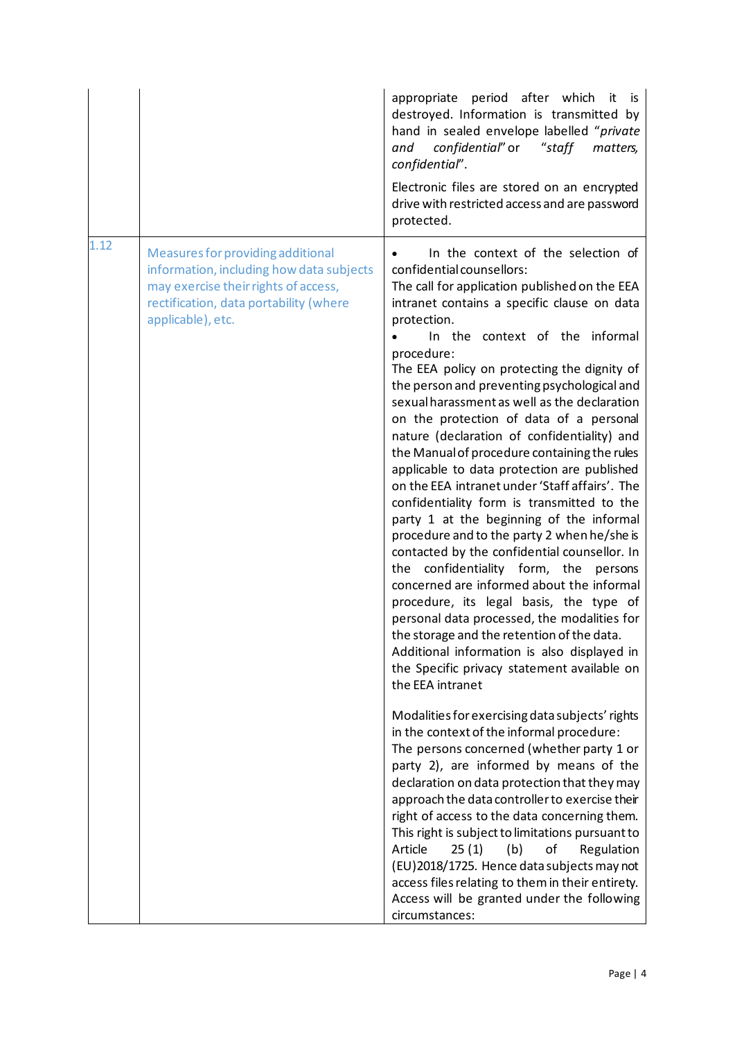| | | |
|---|---|---|
| | | appropriate period after which it is destroyed. Information is transmitted by hand in sealed envelope labelled "*private and confidential*" or "*staff matters, confidential*".<br><br>Electronic files are stored on an encrypted drive with restricted access and are password protected. |
| 1.12 | Measures for providing additional information, including how data subjects may exercise their rights of access, rectification, data portability (where applicable), etc. | • In the context of the selection of confidential counsellors:<br>The call for application published on the EEA intranet contains a specific clause on data protection.<br>• In the context of the informal procedure:<br>The EEA policy on protecting the dignity of the person and preventing psychological and sexual harassment as well as the declaration on the protection of data of a personal nature (declaration of confidentiality) and the Manual of procedure containing the rules applicable to data protection are published on the EEA intranet under 'Staff affairs'. The confidentiality form is transmitted to the party 1 at the beginning of the informal procedure and to the party 2 when he/she is contacted by the confidential counsellor. In the confidentiality form, the persons concerned are informed about the informal procedure, its legal basis, the type of personal data processed, the modalities for the storage and the retention of the data. Additional information is also displayed in the Specific privacy statement available on the EEA intranet<br><br>Modalities for exercising data subjects' rights in the context of the informal procedure:<br>The persons concerned (whether party 1 or party 2), are informed by means of the declaration on data protection that they may approach the data controller to exercise their right of access to the data concerning them. This right is subject to limitations pursuant to Article 25 (1) (b) of Regulation (EU)2018/1725. Hence data subjects may not access files relating to them in their entirety. Access will be granted under the following circumstances: |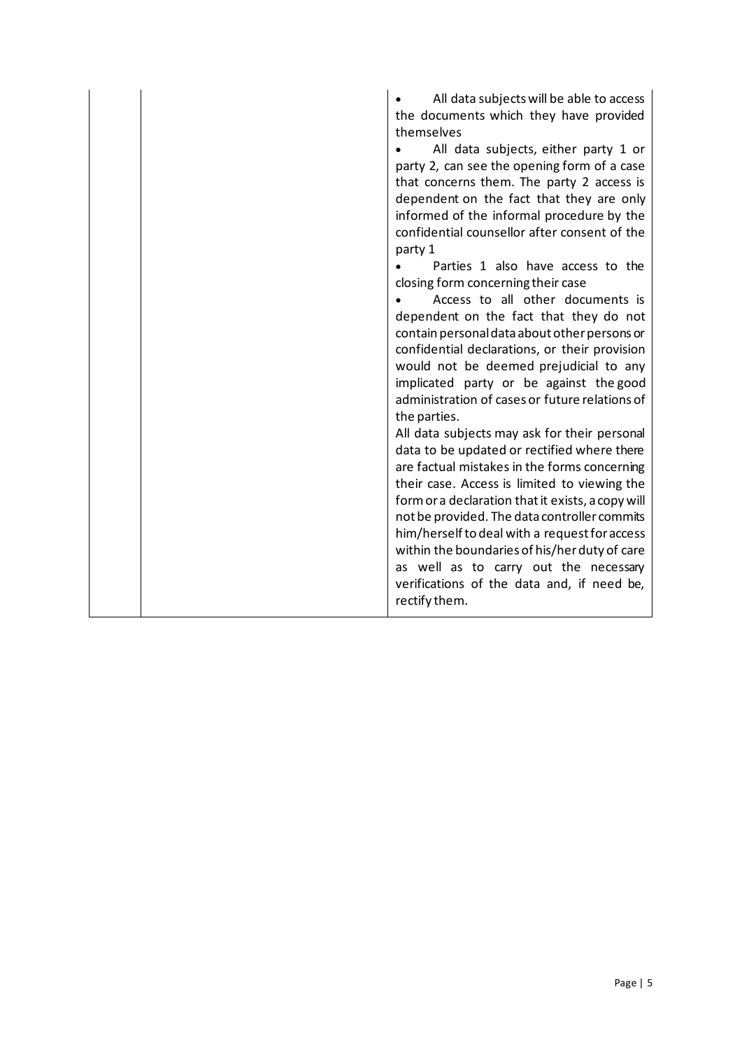| | | |
|---|---|---|
| | | • All data subjects will be able to access the documents which they have provided themselves<br>• All data subjects, either party 1 or party 2, can see the opening form of a case that concerns them. The party 2 access is dependent on the fact that they are only informed of the informal procedure by the confidential counsellor after consent of the party 1<br>• Parties 1 also have access to the closing form concerning their case<br>• Access to all other documents is dependent on the fact that they do not contain personal data about other persons or confidential declarations, or their provision would not be deemed prejudicial to any implicated party or be against the good administration of cases or future relations of the parties.<br>All data subjects may ask for their personal data to be updated or rectified where there are factual mistakes in the forms concerning their case. Access is limited to viewing the form or a declaration that it exists, a copy will not be provided. The data controller commits him/herself to deal with a request for access within the boundaries of his/her duty of care as well as to carry out the necessary verifications of the data and, if need be, rectify them. |